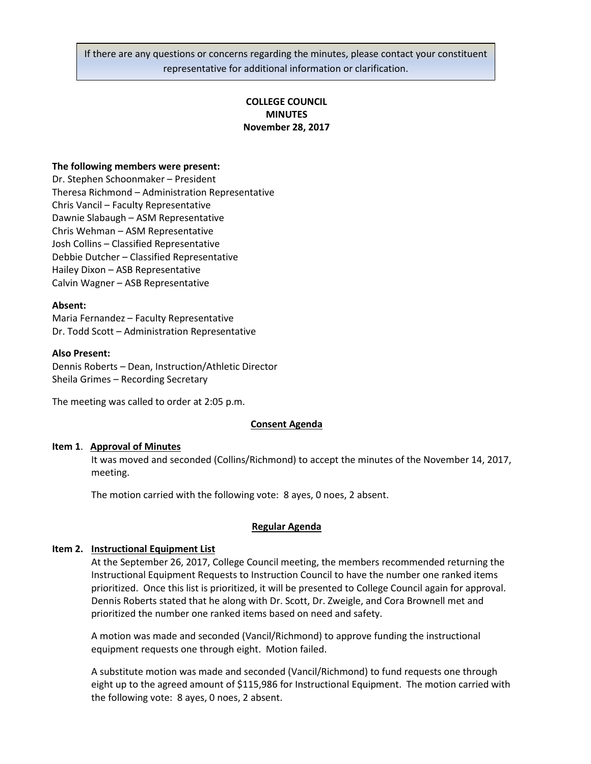If there are any questions or concerns regarding the minutes, please contact your constituent representative for additional information or clarification.

# COLLEGE COUNCIL MINUTES
**November 28, 2017**

**The following members were present:**
Dr. Stephen Schoonmaker – President
Theresa Richmond – Administration Representative
Chris Vancil – Faculty Representative
Dawnie Slabaugh – ASM Representative
Chris Wehman – ASM Representative
Josh Collins – Classified Representative
Debbie Dutcher – Classified Representative
Hailey Dixon – ASB Representative
Calvin Wagner – ASB Representative

**Absent:**
Maria Fernandez – Faculty Representative
Dr. Todd Scott – Administration Representative

**Also Present:**
Dennis Roberts – Dean, Instruction/Athletic Director
Sheila Grimes – Recording Secretary

The meeting was called to order at 2:05 p.m.

## Consent Agenda

**Item 1. Approval of Minutes**

It was moved and seconded (Collins/Richmond) to accept the minutes of the November 14, 2017, meeting.

The motion carried with the following vote: 8 ayes, 0 noes, 2 absent.

## Regular Agenda

**Item 2. Instructional Equipment List**

At the September 26, 2017, College Council meeting, the members recommended returning the Instructional Equipment Requests to Instruction Council to have the number one ranked items prioritized. Once this list is prioritized, it will be presented to College Council again for approval. Dennis Roberts stated that he along with Dr. Scott, Dr. Zweigle, and Cora Brownell met and prioritized the number one ranked items based on need and safety.

A motion was made and seconded (Vancil/Richmond) to approve funding the instructional equipment requests one through eight. Motion failed.

A substitute motion was made and seconded (Vancil/Richmond) to fund requests one through eight up to the agreed amount of $115,986 for Instructional Equipment. The motion carried with the following vote: 8 ayes, 0 noes, 2 absent.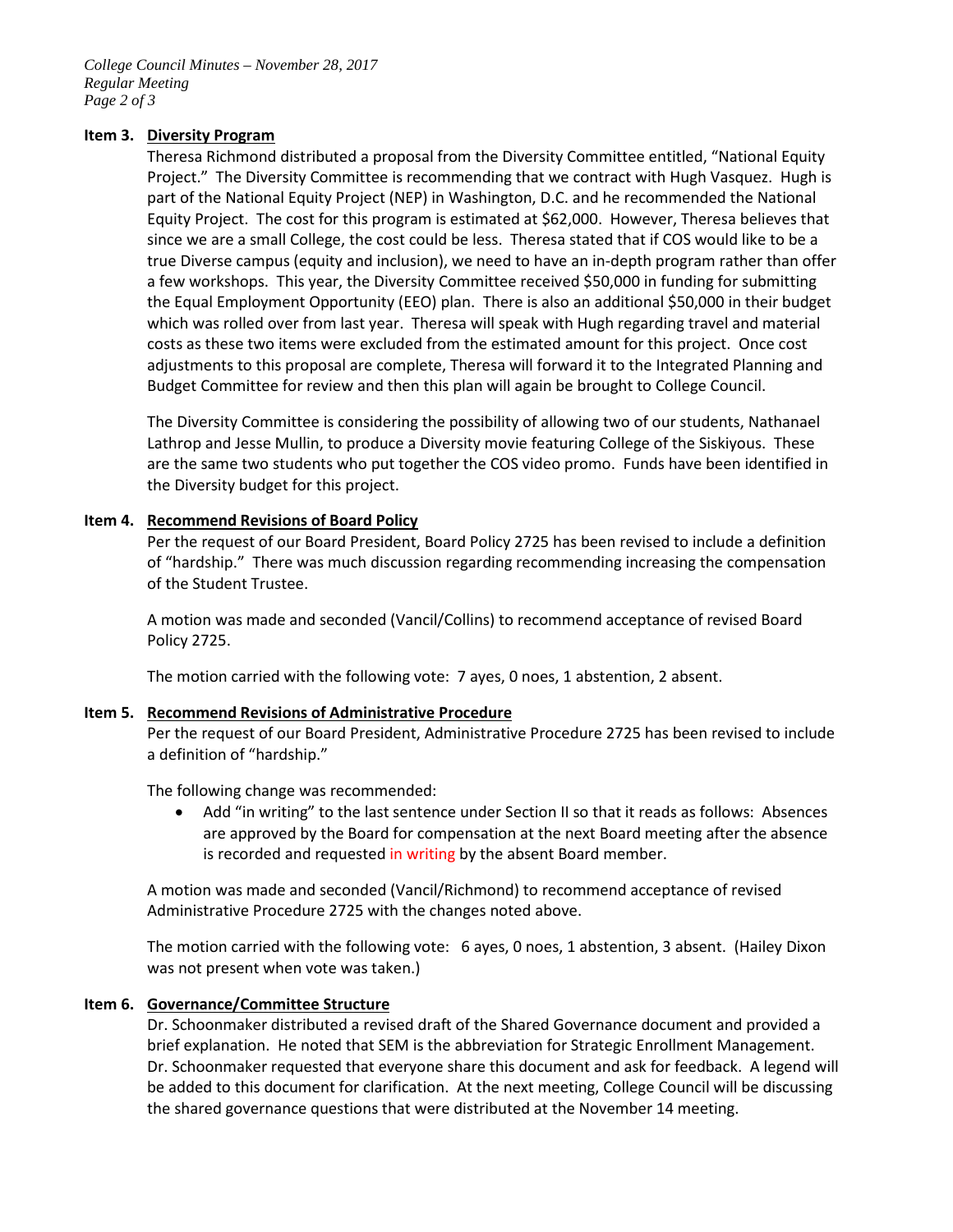**Item 3. Diversity Program**

Theresa Richmond distributed a proposal from the Diversity Committee entitled, "National Equity Project." The Diversity Committee is recommending that we contract with Hugh Vasquez. Hugh is part of the National Equity Project (NEP) in Washington, D.C. and he recommended the National Equity Project. The cost for this program is estimated at $62,000. However, Theresa believes that since we are a small College, the cost could be less. Theresa stated that if COS would like to be a true Diverse campus (equity and inclusion), we need to have an in-depth program rather than offer a few workshops. This year, the Diversity Committee received $50,000 in funding for submitting the Equal Employment Opportunity (EEO) plan. There is also an additional $50,000 in their budget which was rolled over from last year. Theresa will speak with Hugh regarding travel and material costs as these two items were excluded from the estimated amount for this project. Once cost adjustments to this proposal are complete, Theresa will forward it to the Integrated Planning and Budget Committee for review and then this plan will again be brought to College Council.

The Diversity Committee is considering the possibility of allowing two of our students, Nathanael Lathrop and Jesse Mullin, to produce a Diversity movie featuring College of the Siskiyous. These are the same two students who put together the COS video promo. Funds have been identified in the Diversity budget for this project.

**Item 4. Recommend Revisions of Board Policy**

Per the request of our Board President, Board Policy 2725 has been revised to include a definition of "hardship." There was much discussion regarding recommending increasing the compensation of the Student Trustee.

A motion was made and seconded (Vancil/Collins) to recommend acceptance of revised Board Policy 2725.

The motion carried with the following vote: 7 ayes, 0 noes, 1 abstention, 2 absent.

**Item 5. Recommend Revisions of Administrative Procedure**

Per the request of our Board President, Administrative Procedure 2725 has been revised to include a definition of "hardship."

The following change was recommended:

- Add "in writing" to the last sentence under Section II so that it reads as follows: Absences are approved by the Board for compensation at the next Board meeting after the absence is recorded and requested in writing by the absent Board member.

A motion was made and seconded (Vancil/Richmond) to recommend acceptance of revised Administrative Procedure 2725 with the changes noted above.

The motion carried with the following vote: 6 ayes, 0 noes, 1 abstention, 3 absent. (Hailey Dixon was not present when vote was taken.)

**Item 6. Governance/Committee Structure**

Dr. Schoonmaker distributed a revised draft of the Shared Governance document and provided a brief explanation. He noted that SEM is the abbreviation for Strategic Enrollment Management. Dr. Schoonmaker requested that everyone share this document and ask for feedback. A legend will be added to this document for clarification. At the next meeting, College Council will be discussing the shared governance questions that were distributed at the November 14 meeting.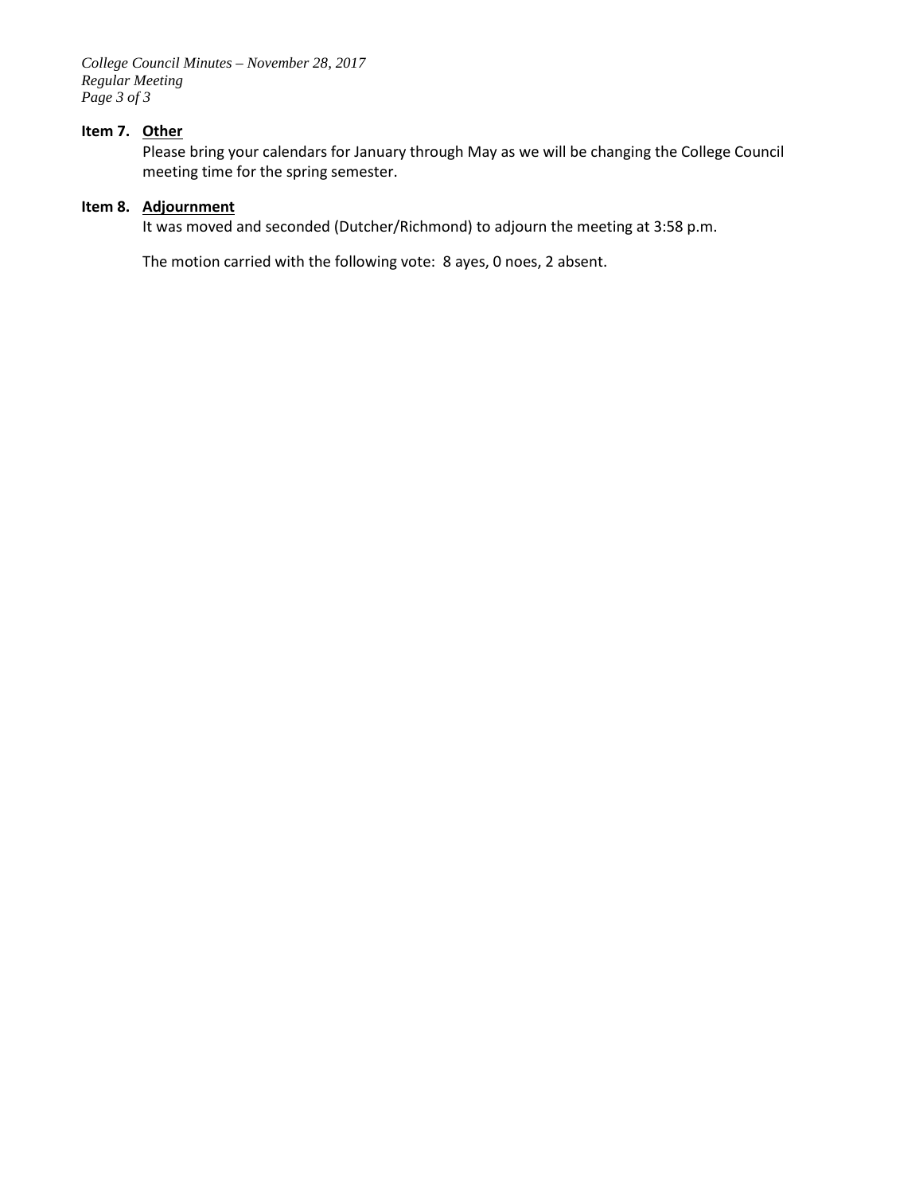**Item 7. <u>Other</u>**

Please bring your calendars for January through May as we will be changing the College Council meeting time for the spring semester.

**Item 8. <u>Adjournment</u>**

It was moved and seconded (Dutcher/Richmond) to adjourn the meeting at 3:58 p.m.

The motion carried with the following vote: 8 ayes, 0 noes, 2 absent.